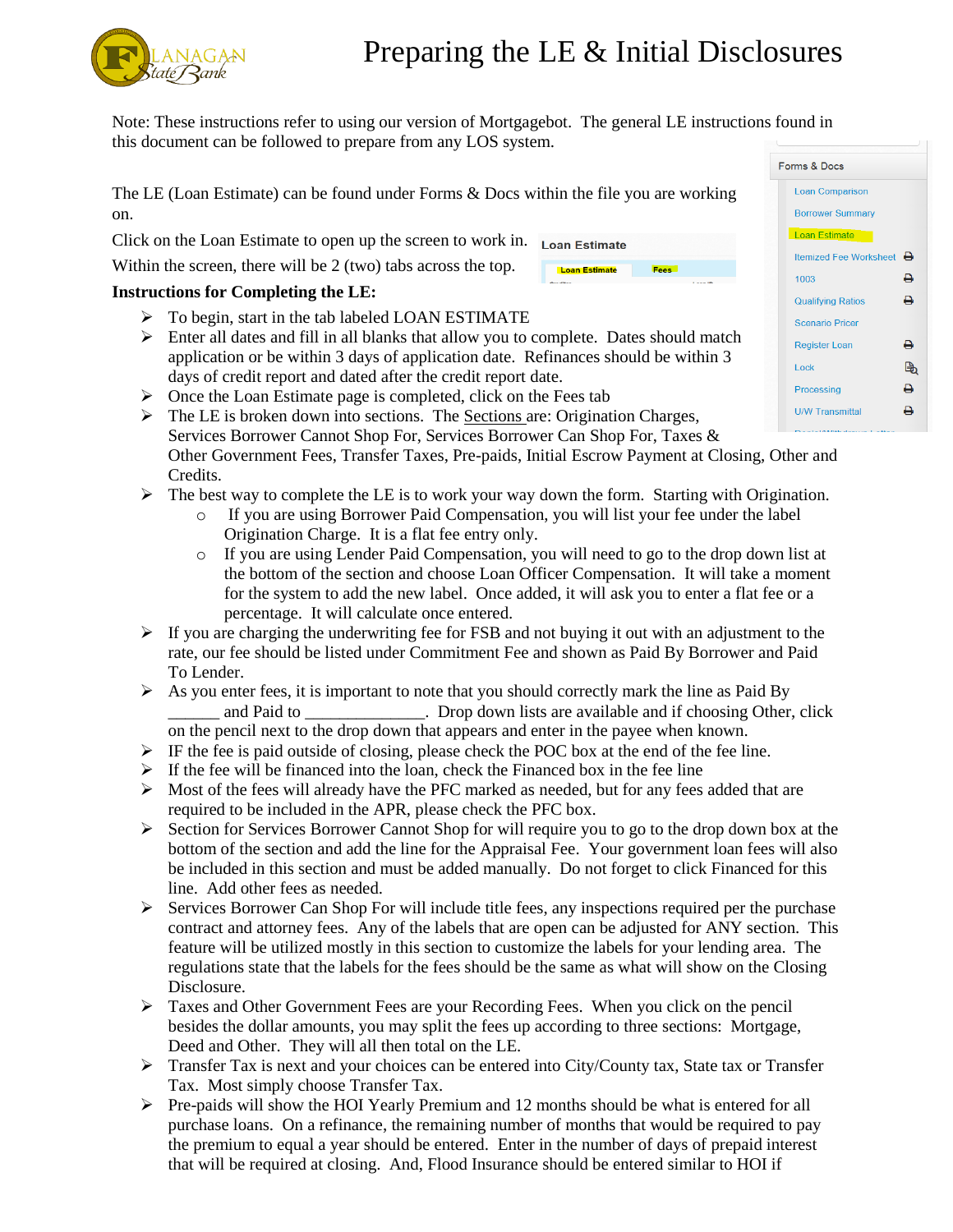# Preparing the LE & Initial Disclosures

Note: These instructions refer to using our version of Mortgagebot. The general LE instructions found in this document can be followed to prepare from any LOS system.

The LE (Loan Estimate) can be found under Forms & Docs within the file you are working on.

Click on the Loan Estimate to open up the screen to work in.

Within the screen, there will be 2 (two) tabs across the top.

**Instructions for Completing the LE:**

- To begin, start in the tab labeled LOAN ESTIMATE
- Enter all dates and fill in all blanks that allow you to complete. Dates should match application or be within 3 days of application date. Refinances should be within 3 days of credit report and dated after the credit report date.
- Once the Loan Estimate page is completed, click on the Fees tab
- The LE is broken down into sections. The Sections are: Origination Charges, Services Borrower Cannot Shop For, Services Borrower Can Shop For, Taxes & Other Government Fees, Transfer Taxes, Pre-paids, Initial Escrow Payment at Closing, Other and Credits.
- The best way to complete the LE is to work your way down the form. Starting with Origination.
  - If you are using Borrower Paid Compensation, you will list your fee under the label Origination Charge. It is a flat fee entry only.
  - If you are using Lender Paid Compensation, you will need to go to the drop down list at the bottom of the section and choose Loan Officer Compensation. It will take a moment for the system to add the new label. Once added, it will ask you to enter a flat fee or a percentage. It will calculate once entered.
- If you are charging the underwriting fee for FSB and not buying it out with an adjustment to the rate, our fee should be listed under Commitment Fee and shown as Paid By Borrower and Paid To Lender.
- As you enter fees, it is important to note that you should correctly mark the line as Paid By ______ and Paid to ______________. Drop down lists are available and if choosing Other, click on the pencil next to the drop down that appears and enter in the payee when known.
- IF the fee is paid outside of closing, please check the POC box at the end of the fee line.
- If the fee will be financed into the loan, check the Financed box in the fee line
- Most of the fees will already have the PFC marked as needed, but for any fees added that are required to be included in the APR, please check the PFC box.
- Section for Services Borrower Cannot Shop for will require you to go to the drop down box at the bottom of the section and add the line for the Appraisal Fee. Your government loan fees will also be included in this section and must be added manually. Do not forget to click Financed for this line. Add other fees as needed.
- Services Borrower Can Shop For will include title fees, any inspections required per the purchase contract and attorney fees. Any of the labels that are open can be adjusted for ANY section. This feature will be utilized mostly in this section to customize the labels for your lending area. The regulations state that the labels for the fees should be the same as what will show on the Closing Disclosure.
- Taxes and Other Government Fees are your Recording Fees. When you click on the pencil besides the dollar amounts, you may split the fees up according to three sections: Mortgage, Deed and Other. They will all then total on the LE.
- Transfer Tax is next and your choices can be entered into City/County tax, State tax or Transfer Tax. Most simply choose Transfer Tax.
- Pre-paids will show the HOI Yearly Premium and 12 months should be what is entered for all purchase loans. On a refinance, the remaining number of months that would be required to pay the premium to equal a year should be entered. Enter in the number of days of prepaid interest that will be required at closing. And, Flood Insurance should be entered similar to HOI if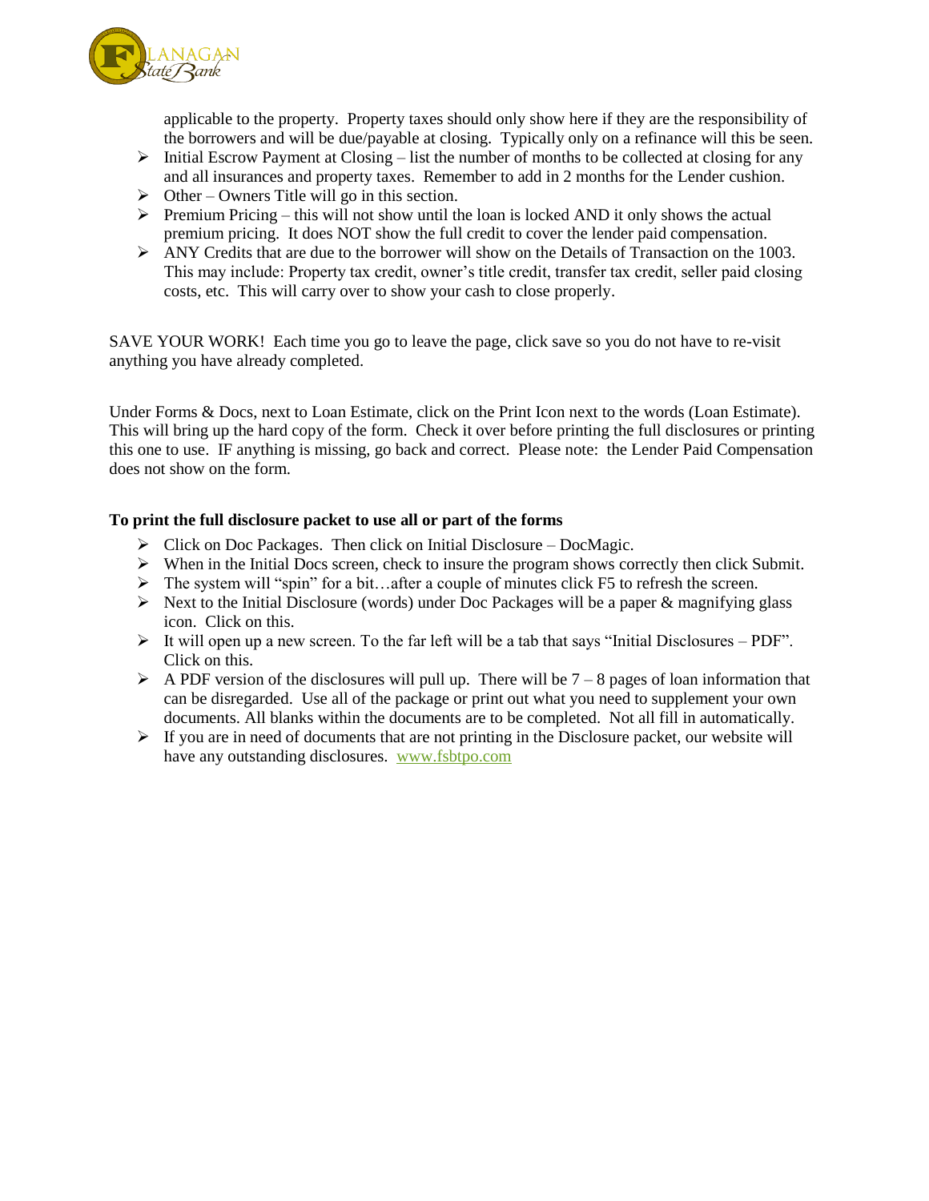applicable to the property. Property taxes should only show here if they are the responsibility of the borrowers and will be due/payable at closing. Typically only on a refinance will this be seen.

- Initial Escrow Payment at Closing – list the number of months to be collected at closing for any and all insurances and property taxes. Remember to add in 2 months for the Lender cushion.
- Other – Owners Title will go in this section.
- Premium Pricing – this will not show until the loan is locked AND it only shows the actual premium pricing. It does NOT show the full credit to cover the lender paid compensation.
- ANY Credits that are due to the borrower will show on the Details of Transaction on the 1003. This may include: Property tax credit, owner's title credit, transfer tax credit, seller paid closing costs, etc. This will carry over to show your cash to close properly.

SAVE YOUR WORK! Each time you go to leave the page, click save so you do not have to re-visit anything you have already completed.

Under Forms & Docs, next to Loan Estimate, click on the Print Icon next to the words (Loan Estimate). This will bring up the hard copy of the form. Check it over before printing the full disclosures or printing this one to use. IF anything is missing, go back and correct. Please note: the Lender Paid Compensation does not show on the form.

**To print the full disclosure packet to use all or part of the forms**

- Click on Doc Packages. Then click on Initial Disclosure – DocMagic.
- When in the Initial Docs screen, check to insure the program shows correctly then click Submit.
- The system will "spin" for a bit…after a couple of minutes click F5 to refresh the screen.
- Next to the Initial Disclosure (words) under Doc Packages will be a paper & magnifying glass icon. Click on this.
- It will open up a new screen. To the far left will be a tab that says "Initial Disclosures – PDF". Click on this.
- A PDF version of the disclosures will pull up. There will be 7 – 8 pages of loan information that can be disregarded. Use all of the package or print out what you need to supplement your own documents. All blanks within the documents are to be completed. Not all fill in automatically.
- If you are in need of documents that are not printing in the Disclosure packet, our website will have any outstanding disclosures. www.fsbtpo.com